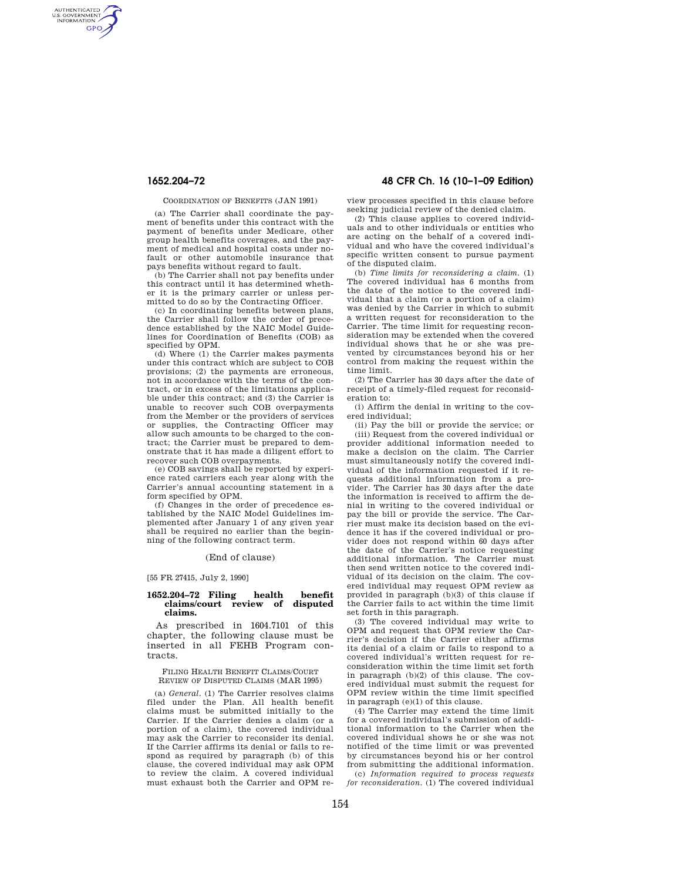COORDINATION OF BENEFITS (JAN 1991)

(a) The Carrier shall coordinate the payment of benefits under this contract with the payment of benefits under Medicare, other group health benefits coverages, and the payment of medical and hospital costs under no-fault or other automobile insurance that pays benefits without regard to fault.

(b) The Carrier shall not pay benefits under this contract until it has determined whether it is the primary carrier or unless permitted to do so by the Contracting Officer.

(c) In coordinating benefits between plans, the Carrier shall follow the order of precedence established by the NAIC Model Guidelines for Coordination of Benefits (COB) as specified by OPM.

(d) Where (1) the Carrier makes payments under this contract which are subject to COB provisions; (2) the payments are erroneous, not in accordance with the terms of the contract, or in excess of the limitations applicable under this contract; and (3) the Carrier is unable to recover such COB overpayments from the Member or the providers of services or supplies, the Contracting Officer may allow such amounts to be charged to the contract; the Carrier must be prepared to demonstrate that it has made a diligent effort to recover such COB overpayments.

(e) COB savings shall be reported by experience rated carriers each year along with the Carrier's annual accounting statement in a form specified by OPM.

(f) Changes in the order of precedence established by the NAIC Model Guidelines implemented after January 1 of any given year shall be required no earlier than the beginning of the following contract term.

(End of clause)

[55 FR 27415, July 2, 1990]

## 1652.204–72 Filing health benefit claims/court review of disputed claims.

As prescribed in 1604.7101 of this chapter, the following clause must be inserted in all FEHB Program contracts.

FILING HEALTH BENEFIT CLAIMS/COURT REVIEW OF DISPUTED CLAIMS (MAR 1995)

(a) *General.* (1) The Carrier resolves claims filed under the Plan. All health benefit claims must be submitted initially to the Carrier. If the Carrier denies a claim (or a portion of a claim), the covered individual may ask the Carrier to reconsider its denial. If the Carrier affirms its denial or fails to respond as required by paragraph (b) of this clause, the covered individual may ask OPM to review the claim. A covered individual must exhaust both the Carrier and OPM review processes specified in this clause before seeking judicial review of the denied claim.

(2) This clause applies to covered individuals and to other individuals or entities who are acting on the behalf of a covered individual and who have the covered individual's specific written consent to pursue payment of the disputed claim.

(b) *Time limits for reconsidering a claim.* (1) The covered individual has 6 months from the date of the notice to the covered individual that a claim (or a portion of a claim) was denied by the Carrier in which to submit a written request for reconsideration to the Carrier. The time limit for requesting reconsideration may be extended when the covered individual shows that he or she was prevented by circumstances beyond his or her control from making the request within the time limit.

(2) The Carrier has 30 days after the date of receipt of a timely-filed request for reconsideration to:

(i) Affirm the denial in writing to the covered individual;

(ii) Pay the bill or provide the service; or

(iii) Request from the covered individual or provider additional information needed to make a decision on the claim. The Carrier must simultaneously notify the covered individual of the information requested if it requests additional information from a provider. The Carrier has 30 days after the date the information is received to affirm the denial in writing to the covered individual or pay the bill or provide the service. The Carrier must make its decision based on the evidence it has if the covered individual or provider does not respond within 60 days after the date of the Carrier's notice requesting additional information. The Carrier must then send written notice to the covered individual of its decision on the claim. The covered individual may request OPM review as provided in paragraph (b)(3) of this clause if the Carrier fails to act within the time limit set forth in this paragraph.

(3) The covered individual may write to OPM and request that OPM review the Carrier's decision if the Carrier either affirms its denial of a claim or fails to respond to a covered individual's written request for reconsideration within the time limit set forth in paragraph (b)(2) of this clause. The covered individual must submit the request for OPM review within the time limit specified in paragraph (e)(1) of this clause.

(4) The Carrier may extend the time limit for a covered individual's submission of additional information to the Carrier when the covered individual shows he or she was not notified of the time limit or was prevented by circumstances beyond his or her control from submitting the additional information.

(c) *Information required to process requests for reconsideration.* (1) The covered individual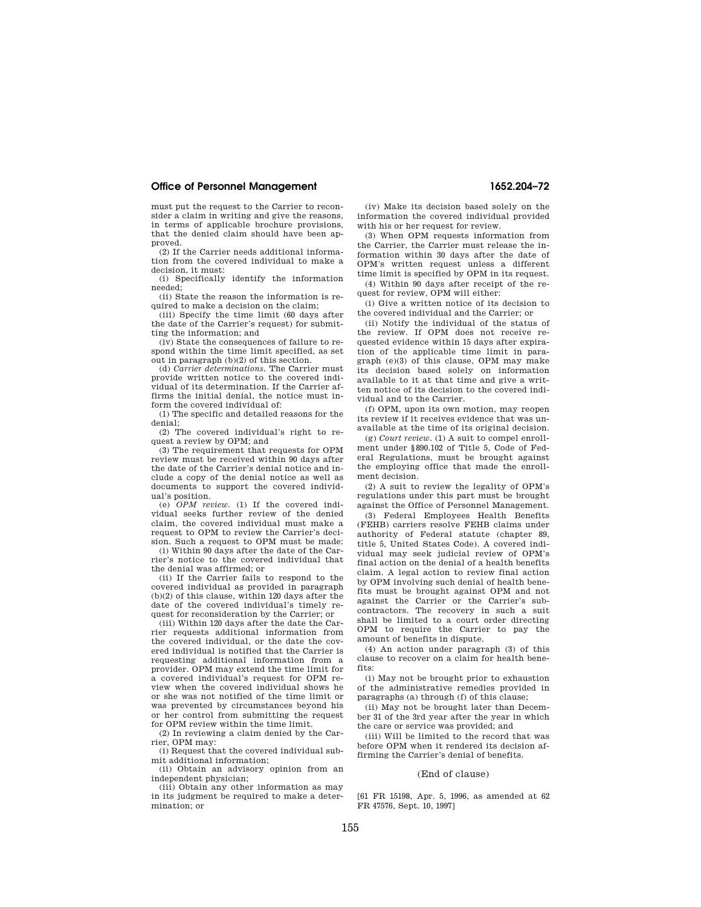must put the request to the Carrier to reconsider a claim in writing and give the reasons, in terms of applicable brochure provisions, that the denied claim should have been approved.

(2) If the Carrier needs additional information from the covered individual to make a decision, it must:

(i) Specifically identify the information needed;

(ii) State the reason the information is required to make a decision on the claim;

(iii) Specify the time limit (60 days after the date of the Carrier's request) for submitting the information; and

(iv) State the consequences of failure to respond within the time limit specified, as set out in paragraph (b)(2) of this section.

(d) *Carrier determinations.* The Carrier must provide written notice to the covered individual of its determination. If the Carrier affirms the initial denial, the notice must inform the covered individual of:

(1) The specific and detailed reasons for the denial;

(2) The covered individual's right to request a review by OPM; and

(3) The requirement that requests for OPM review must be received within 90 days after the date of the Carrier's denial notice and include a copy of the denial notice as well as documents to support the covered individual's position.

(e) *OPM review.* (1) If the covered individual seeks further review of the denied claim, the covered individual must make a request to OPM to review the Carrier's decision. Such a request to OPM must be made:

(i) Within 90 days after the date of the Carrier's notice to the covered individual that the denial was affirmed; or

(ii) If the Carrier fails to respond to the covered individual as provided in paragraph (b)(2) of this clause, within 120 days after the date of the covered individual's timely request for reconsideration by the Carrier; or

(iii) Within 120 days after the date the Carrier requests additional information from the covered individual, or the date the covered individual is notified that the Carrier is requesting additional information from a provider. OPM may extend the time limit for a covered individual's request for OPM review when the covered individual shows he or she was not notified of the time limit or was prevented by circumstances beyond his or her control from submitting the request for OPM review within the time limit.

(2) In reviewing a claim denied by the Carrier, OPM may:

(i) Request that the covered individual submit additional information;

(ii) Obtain an advisory opinion from an independent physician;

(iii) Obtain any other information as may in its judgment be required to make a determination; or

(iv) Make its decision based solely on the information the covered individual provided with his or her request for review.

(3) When OPM requests information from the Carrier, the Carrier must release the information within 30 days after the date of OPM's written request unless a different time limit is specified by OPM in its request.

(4) Within 90 days after receipt of the request for review, OPM will either:

(i) Give a written notice of its decision to the covered individual and the Carrier; or

(ii) Notify the individual of the status of the review. If OPM does not receive requested evidence within 15 days after expiration of the applicable time limit in paragraph (e)(3) of this clause, OPM may make its decision based solely on information available to it at that time and give a written notice of its decision to the covered individual and to the Carrier.

(f) OPM, upon its own motion, may reopen its review if it receives evidence that was unavailable at the time of its original decision.

(g) *Court review.* (1) A suit to compel enrollment under §890.102 of Title 5, Code of Federal Regulations, must be brought against the employing office that made the enrollment decision.

(2) A suit to review the legality of OPM's regulations under this part must be brought against the Office of Personnel Management.

(3) Federal Employees Health Benefits (FEHB) carriers resolve FEHB claims under authority of Federal statute (chapter 89, title 5, United States Code). A covered individual may seek judicial review of OPM's final action on the denial of a health benefits claim. A legal action to review final action by OPM involving such denial of health benefits must be brought against OPM and not against the Carrier or the Carrier's subcontractors. The recovery in such a suit shall be limited to a court order directing OPM to require the Carrier to pay the amount of benefits in dispute.

(4) An action under paragraph (3) of this clause to recover on a claim for health benefits:

(i) May not be brought prior to exhaustion of the administrative remedies provided in paragraphs (a) through (f) of this clause;

(ii) May not be brought later than December 31 of the 3rd year after the year in which the care or service was provided; and

(iii) Will be limited to the record that was before OPM when it rendered its decision affirming the Carrier's denial of benefits.

(End of clause)

[61 FR 15198, Apr. 5, 1996, as amended at 62 FR 47576, Sept. 10, 1997]